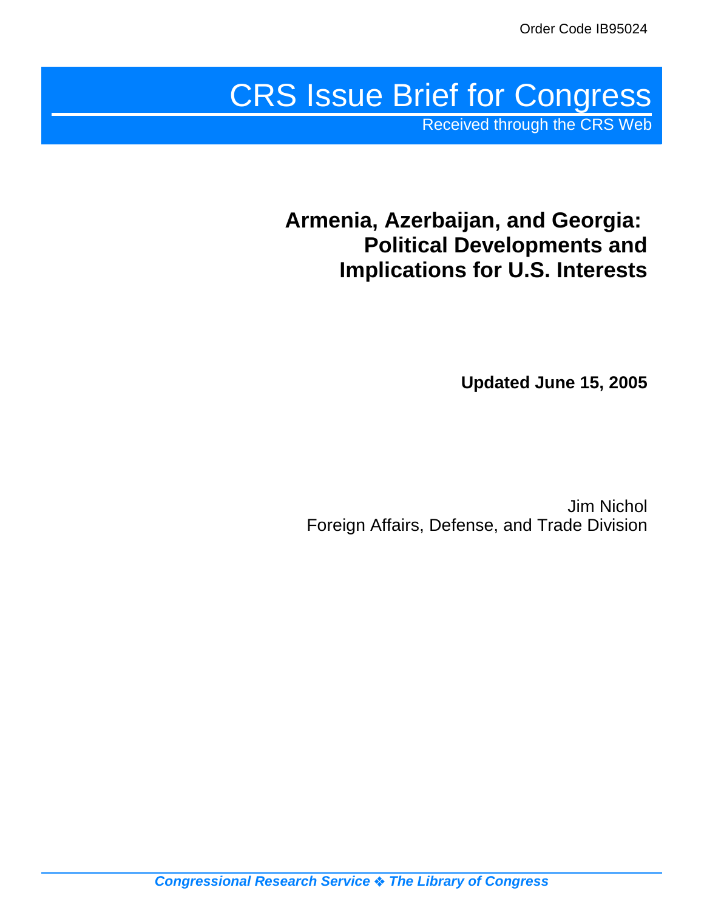Order Code IB95024

# CRS Issue Brief for Congress

Received through the CRS Web

## Armenia, Azerbaijan, and Georgia: Political Developments and Implications for U.S. Interests

**Updated June 15, 2005**

Jim Nichol
Foreign Affairs, Defense, and Trade Division

*Congressional Research Service ❖ The Library of Congress*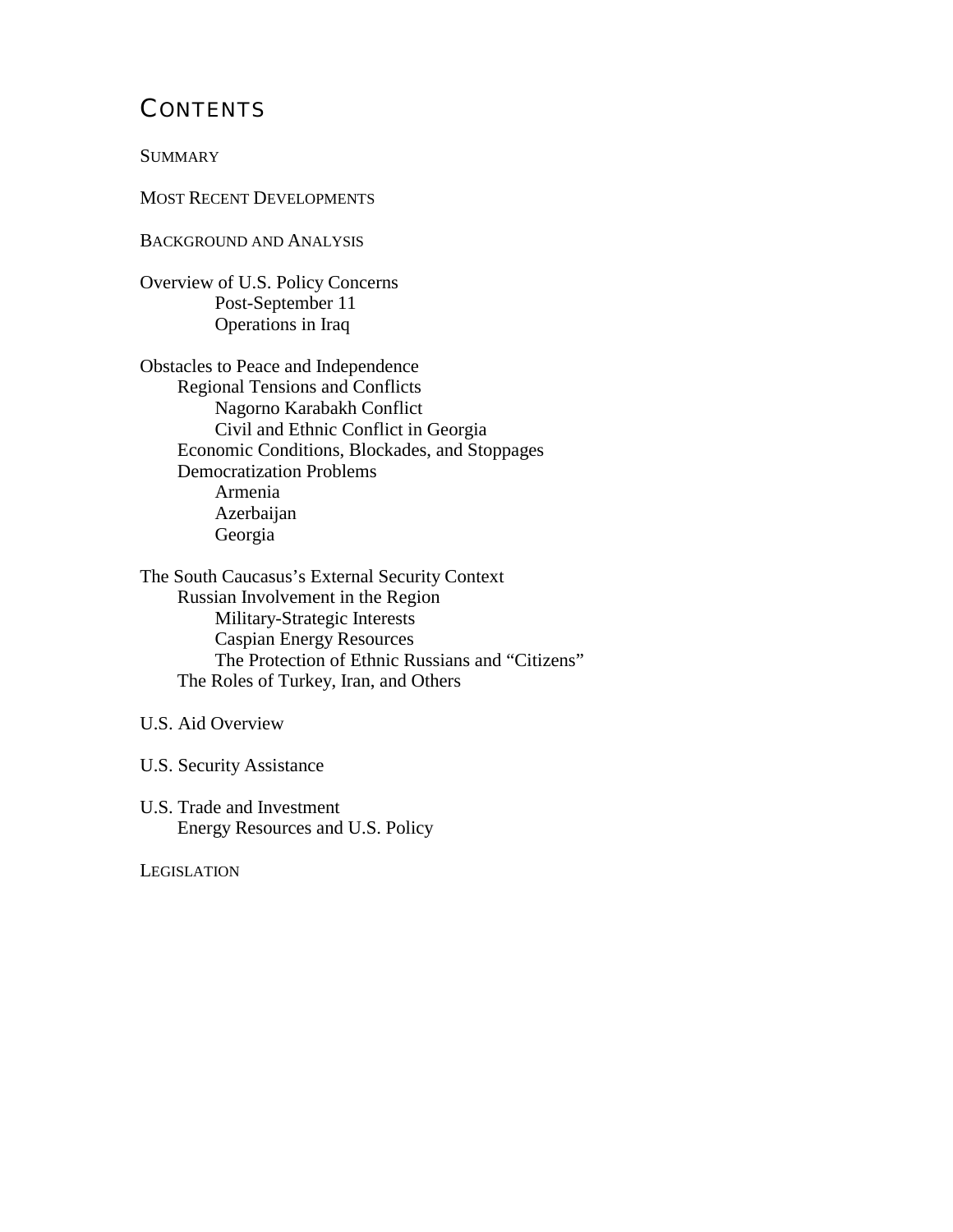# CONTENTS

SUMMARY

MOST RECENT DEVELOPMENTS

BACKGROUND AND ANALYSIS

Overview of U.S. Policy Concerns
- Post-September 11
- Operations in Iraq

Obstacles to Peace and Independence
- Regional Tensions and Conflicts
  - Nagorno Karabakh Conflict
  - Civil and Ethnic Conflict in Georgia
- Economic Conditions, Blockades, and Stoppages
- Democratization Problems
  - Armenia
  - Azerbaijan
  - Georgia

The South Caucasus's External Security Context
- Russian Involvement in the Region
  - Military-Strategic Interests
  - Caspian Energy Resources
  - The Protection of Ethnic Russians and "Citizens"
- The Roles of Turkey, Iran, and Others

U.S. Aid Overview

U.S. Security Assistance

U.S. Trade and Investment
- Energy Resources and U.S. Policy

LEGISLATION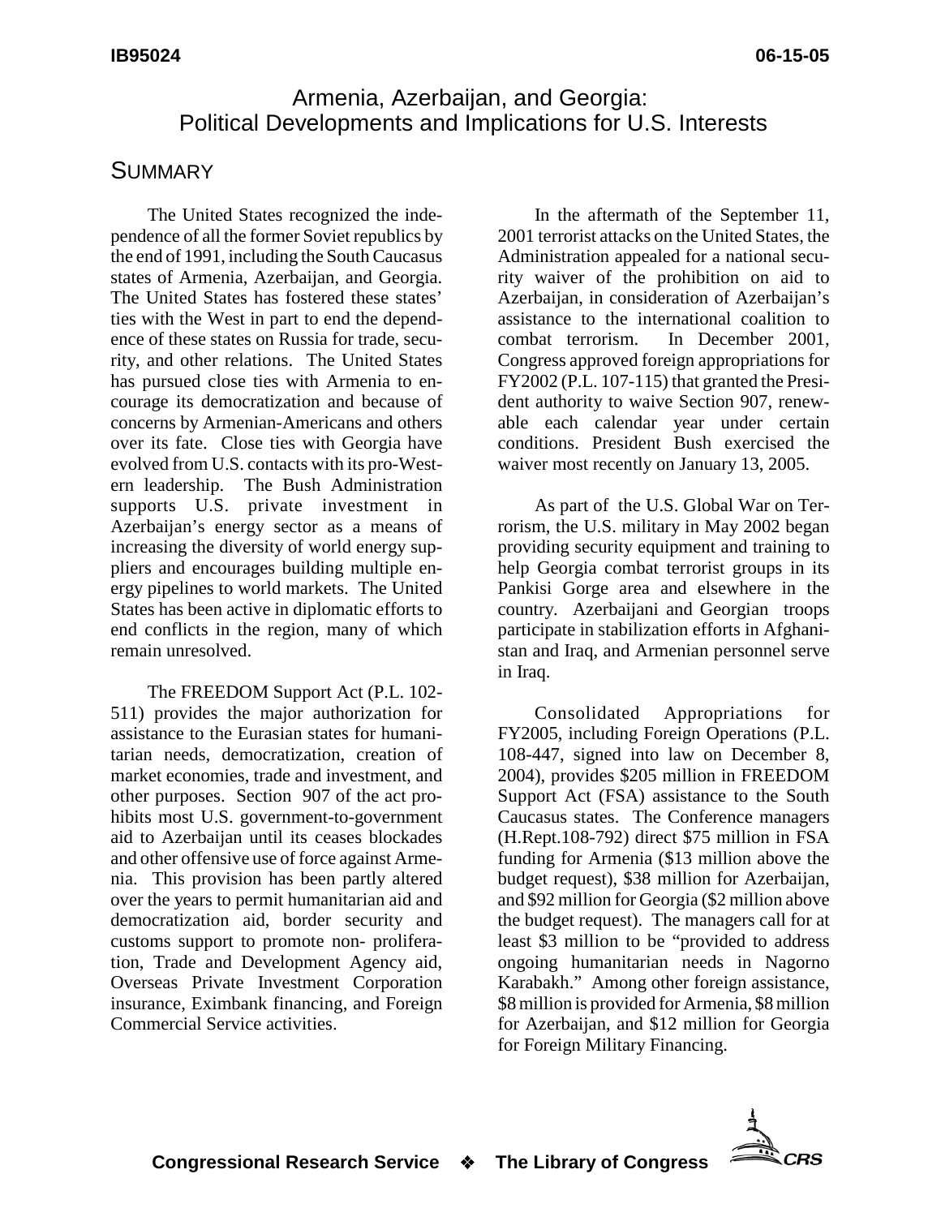# Armenia, Azerbaijan, and Georgia: Political Developments and Implications for U.S. Interests

## SUMMARY

The United States recognized the independence of all the former Soviet republics by the end of 1991, including the South Caucasus states of Armenia, Azerbaijan, and Georgia. The United States has fostered these states' ties with the West in part to end the dependence of these states on Russia for trade, security, and other relations. The United States has pursued close ties with Armenia to encourage its democratization and because of concerns by Armenian-Americans and others over its fate. Close ties with Georgia have evolved from U.S. contacts with its pro-Western leadership. The Bush Administration supports U.S. private investment in Azerbaijan's energy sector as a means of increasing the diversity of world energy suppliers and encourages building multiple energy pipelines to world markets. The United States has been active in diplomatic efforts to end conflicts in the region, many of which remain unresolved.

The FREEDOM Support Act (P.L. 102-511) provides the major authorization for assistance to the Eurasian states for humanitarian needs, democratization, creation of market economies, trade and investment, and other purposes. Section 907 of the act prohibits most U.S. government-to-government aid to Azerbaijan until its ceases blockades and other offensive use of force against Armenia. This provision has been partly altered over the years to permit humanitarian aid and democratization aid, border security and customs support to promote non- proliferation, Trade and Development Agency aid, Overseas Private Investment Corporation insurance, Eximbank financing, and Foreign Commercial Service activities.

In the aftermath of the September 11, 2001 terrorist attacks on the United States, the Administration appealed for a national security waiver of the prohibition on aid to Azerbaijan, in consideration of Azerbaijan's assistance to the international coalition to combat terrorism. In December 2001, Congress approved foreign appropriations for FY2002 (P.L. 107-115) that granted the President authority to waive Section 907, renewable each calendar year under certain conditions. President Bush exercised the waiver most recently on January 13, 2005.

As part of the U.S. Global War on Terrorism, the U.S. military in May 2002 began providing security equipment and training to help Georgia combat terrorist groups in its Pankisi Gorge area and elsewhere in the country. Azerbaijani and Georgian troops participate in stabilization efforts in Afghanistan and Iraq, and Armenian personnel serve in Iraq.

Consolidated Appropriations for FY2005, including Foreign Operations (P.L. 108-447, signed into law on December 8, 2004), provides $205 million in FREEDOM Support Act (FSA) assistance to the South Caucasus states. The Conference managers (H.Rept.108-792) direct $75 million in FSA funding for Armenia ($13 million above the budget request), $38 million for Azerbaijan, and $92 million for Georgia ($2 million above the budget request). The managers call for at least $3 million to be "provided to address ongoing humanitarian needs in Nagorno Karabakh." Among other foreign assistance, $8 million is provided for Armenia, $8 million for Azerbaijan, and $12 million for Georgia for Foreign Military Financing.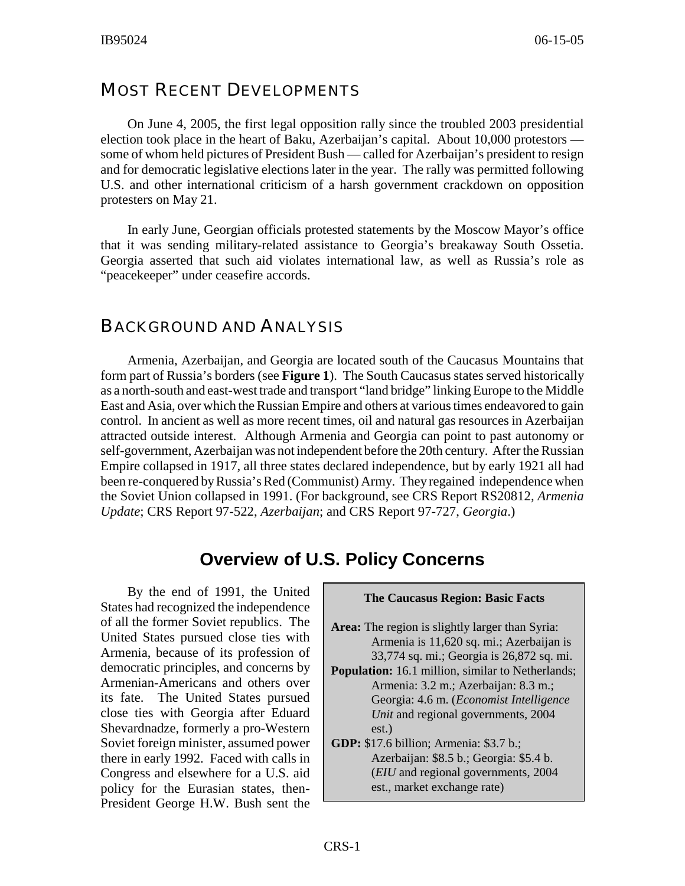## Most Recent Developments

On June 4, 2005, the first legal opposition rally since the troubled 2003 presidential election took place in the heart of Baku, Azerbaijan's capital. About 10,000 protestors — some of whom held pictures of President Bush — called for Azerbaijan's president to resign and for democratic legislative elections later in the year. The rally was permitted following U.S. and other international criticism of a harsh government crackdown on opposition protesters on May 21.

In early June, Georgian officials protested statements by the Moscow Mayor's office that it was sending military-related assistance to Georgia's breakaway South Ossetia. Georgia asserted that such aid violates international law, as well as Russia's role as "peacekeeper" under ceasefire accords.

## Background and Analysis

Armenia, Azerbaijan, and Georgia are located south of the Caucasus Mountains that form part of Russia's borders (see **Figure 1**). The South Caucasus states served historically as a north-south and east-west trade and transport "land bridge" linking Europe to the Middle East and Asia, over which the Russian Empire and others at various times endeavored to gain control. In ancient as well as more recent times, oil and natural gas resources in Azerbaijan attracted outside interest. Although Armenia and Georgia can point to past autonomy or self-government, Azerbaijan was not independent before the 20th century. After the Russian Empire collapsed in 1917, all three states declared independence, but by early 1921 all had been re-conquered by Russia's Red (Communist) Army. They regained independence when the Soviet Union collapsed in 1991. (For background, see CRS Report RS20812, *Armenia Update*; CRS Report 97-522, *Azerbaijan*; and CRS Report 97-727, *Georgia*.)

### Overview of U.S. Policy Concerns

By the end of 1991, the United States had recognized the independence of all the former Soviet republics. The United States pursued close ties with Armenia, because of its profession of democratic principles, and concerns by Armenian-Americans and others over its fate. The United States pursued close ties with Georgia after Eduard Shevardnadze, formerly a pro-Western Soviet foreign minister, assumed power there in early 1992. Faced with calls in Congress and elsewhere for a U.S. aid policy for the Eurasian states, then-President George H.W. Bush sent the

**The Caucasus Region: Basic Facts**

**Area:** The region is slightly larger than Syria: Armenia is 11,620 sq. mi.; Azerbaijan is 33,774 sq. mi.; Georgia is 26,872 sq. mi.

**Population:** 16.1 million, similar to Netherlands; Armenia: 3.2 m.; Azerbaijan: 8.3 m.; Georgia: 4.6 m. (*Economist Intelligence Unit* and regional governments, 2004 est.)

**GDP:** $17.6 billion; Armenia: $3.7 b.; Azerbaijan: $8.5 b.; Georgia: $5.4 b. (*EIU* and regional governments, 2004 est., market exchange rate)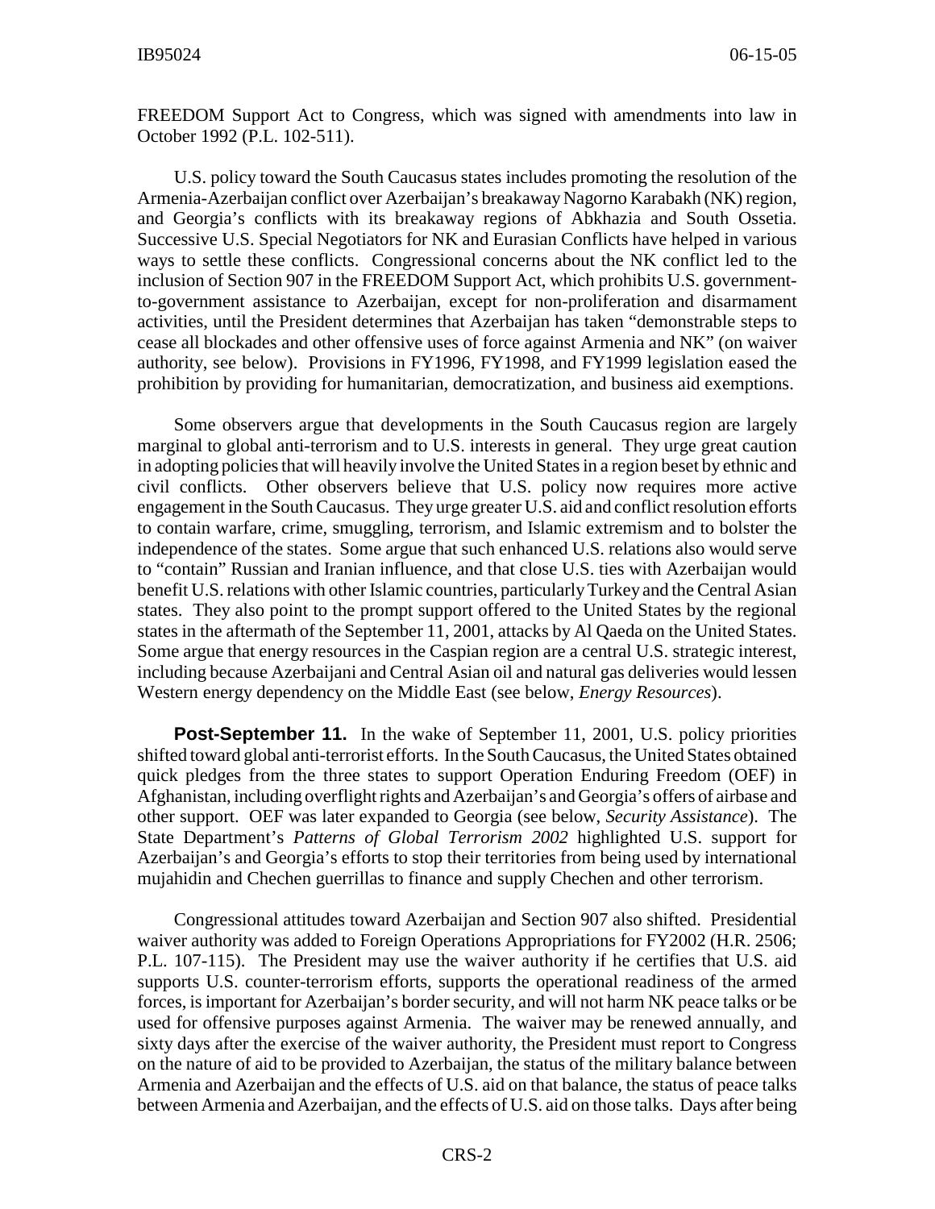FREEDOM Support Act to Congress, which was signed with amendments into law in October 1992 (P.L. 102-511).

U.S. policy toward the South Caucasus states includes promoting the resolution of the Armenia-Azerbaijan conflict over Azerbaijan's breakaway Nagorno Karabakh (NK) region, and Georgia's conflicts with its breakaway regions of Abkhazia and South Ossetia. Successive U.S. Special Negotiators for NK and Eurasian Conflicts have helped in various ways to settle these conflicts. Congressional concerns about the NK conflict led to the inclusion of Section 907 in the FREEDOM Support Act, which prohibits U.S. government-to-government assistance to Azerbaijan, except for non-proliferation and disarmament activities, until the President determines that Azerbaijan has taken "demonstrable steps to cease all blockades and other offensive uses of force against Armenia and NK" (on waiver authority, see below). Provisions in FY1996, FY1998, and FY1999 legislation eased the prohibition by providing for humanitarian, democratization, and business aid exemptions.

Some observers argue that developments in the South Caucasus region are largely marginal to global anti-terrorism and to U.S. interests in general. They urge great caution in adopting policies that will heavily involve the United States in a region beset by ethnic and civil conflicts. Other observers believe that U.S. policy now requires more active engagement in the South Caucasus. They urge greater U.S. aid and conflict resolution efforts to contain warfare, crime, smuggling, terrorism, and Islamic extremism and to bolster the independence of the states. Some argue that such enhanced U.S. relations also would serve to "contain" Russian and Iranian influence, and that close U.S. ties with Azerbaijan would benefit U.S. relations with other Islamic countries, particularly Turkey and the Central Asian states. They also point to the prompt support offered to the United States by the regional states in the aftermath of the September 11, 2001, attacks by Al Qaeda on the United States. Some argue that energy resources in the Caspian region are a central U.S. strategic interest, including because Azerbaijani and Central Asian oil and natural gas deliveries would lessen Western energy dependency on the Middle East (see below, *Energy Resources*).

**Post-September 11.** In the wake of September 11, 2001, U.S. policy priorities shifted toward global anti-terrorist efforts. In the South Caucasus, the United States obtained quick pledges from the three states to support Operation Enduring Freedom (OEF) in Afghanistan, including overflight rights and Azerbaijan's and Georgia's offers of airbase and other support. OEF was later expanded to Georgia (see below, *Security Assistance*). The State Department's *Patterns of Global Terrorism 2002* highlighted U.S. support for Azerbaijan's and Georgia's efforts to stop their territories from being used by international mujahidin and Chechen guerrillas to finance and supply Chechen and other terrorism.

Congressional attitudes toward Azerbaijan and Section 907 also shifted. Presidential waiver authority was added to Foreign Operations Appropriations for FY2002 (H.R. 2506; P.L. 107-115). The President may use the waiver authority if he certifies that U.S. aid supports U.S. counter-terrorism efforts, supports the operational readiness of the armed forces, is important for Azerbaijan's border security, and will not harm NK peace talks or be used for offensive purposes against Armenia. The waiver may be renewed annually, and sixty days after the exercise of the waiver authority, the President must report to Congress on the nature of aid to be provided to Azerbaijan, the status of the military balance between Armenia and Azerbaijan and the effects of U.S. aid on that balance, the status of peace talks between Armenia and Azerbaijan, and the effects of U.S. aid on those talks. Days after being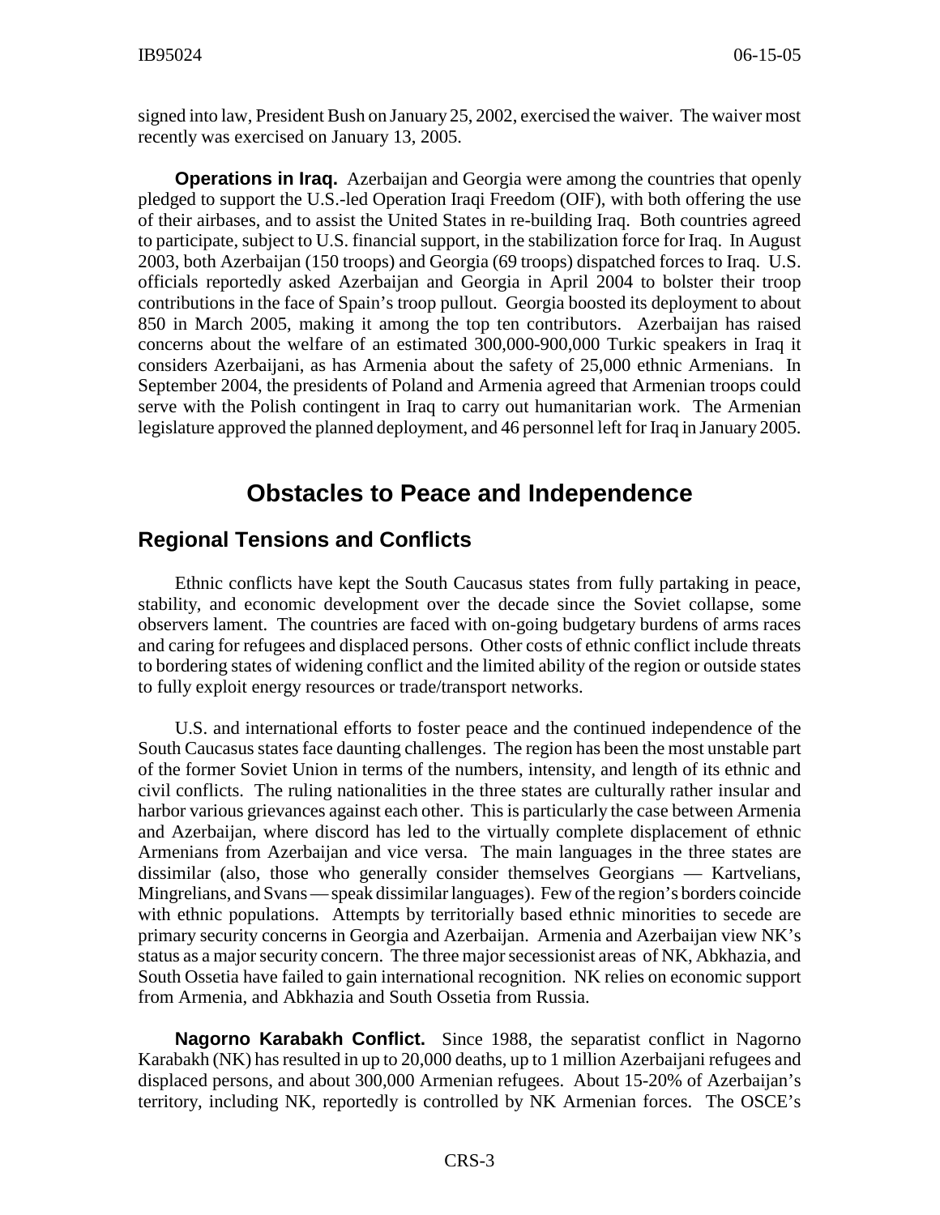signed into law, President Bush on January 25, 2002, exercised the waiver. The waiver most recently was exercised on January 13, 2005.

**Operations in Iraq.** Azerbaijan and Georgia were among the countries that openly pledged to support the U.S.-led Operation Iraqi Freedom (OIF), with both offering the use of their airbases, and to assist the United States in re-building Iraq. Both countries agreed to participate, subject to U.S. financial support, in the stabilization force for Iraq. In August 2003, both Azerbaijan (150 troops) and Georgia (69 troops) dispatched forces to Iraq. U.S. officials reportedly asked Azerbaijan and Georgia in April 2004 to bolster their troop contributions in the face of Spain's troop pullout. Georgia boosted its deployment to about 850 in March 2005, making it among the top ten contributors. Azerbaijan has raised concerns about the welfare of an estimated 300,000-900,000 Turkic speakers in Iraq it considers Azerbaijani, as has Armenia about the safety of 25,000 ethnic Armenians. In September 2004, the presidents of Poland and Armenia agreed that Armenian troops could serve with the Polish contingent in Iraq to carry out humanitarian work. The Armenian legislature approved the planned deployment, and 46 personnel left for Iraq in January 2005.

# Obstacles to Peace and Independence

## Regional Tensions and Conflicts

Ethnic conflicts have kept the South Caucasus states from fully partaking in peace, stability, and economic development over the decade since the Soviet collapse, some observers lament. The countries are faced with on-going budgetary burdens of arms races and caring for refugees and displaced persons. Other costs of ethnic conflict include threats to bordering states of widening conflict and the limited ability of the region or outside states to fully exploit energy resources or trade/transport networks.

U.S. and international efforts to foster peace and the continued independence of the South Caucasus states face daunting challenges. The region has been the most unstable part of the former Soviet Union in terms of the numbers, intensity, and length of its ethnic and civil conflicts. The ruling nationalities in the three states are culturally rather insular and harbor various grievances against each other. This is particularly the case between Armenia and Azerbaijan, where discord has led to the virtually complete displacement of ethnic Armenians from Azerbaijan and vice versa. The main languages in the three states are dissimilar (also, those who generally consider themselves Georgians — Kartvelians, Mingrelians, and Svans — speak dissimilar languages). Few of the region's borders coincide with ethnic populations. Attempts by territorially based ethnic minorities to secede are primary security concerns in Georgia and Azerbaijan. Armenia and Azerbaijan view NK's status as a major security concern. The three major secessionist areas of NK, Abkhazia, and South Ossetia have failed to gain international recognition. NK relies on economic support from Armenia, and Abkhazia and South Ossetia from Russia.

**Nagorno Karabakh Conflict.** Since 1988, the separatist conflict in Nagorno Karabakh (NK) has resulted in up to 20,000 deaths, up to 1 million Azerbaijani refugees and displaced persons, and about 300,000 Armenian refugees. About 15-20% of Azerbaijan's territory, including NK, reportedly is controlled by NK Armenian forces. The OSCE's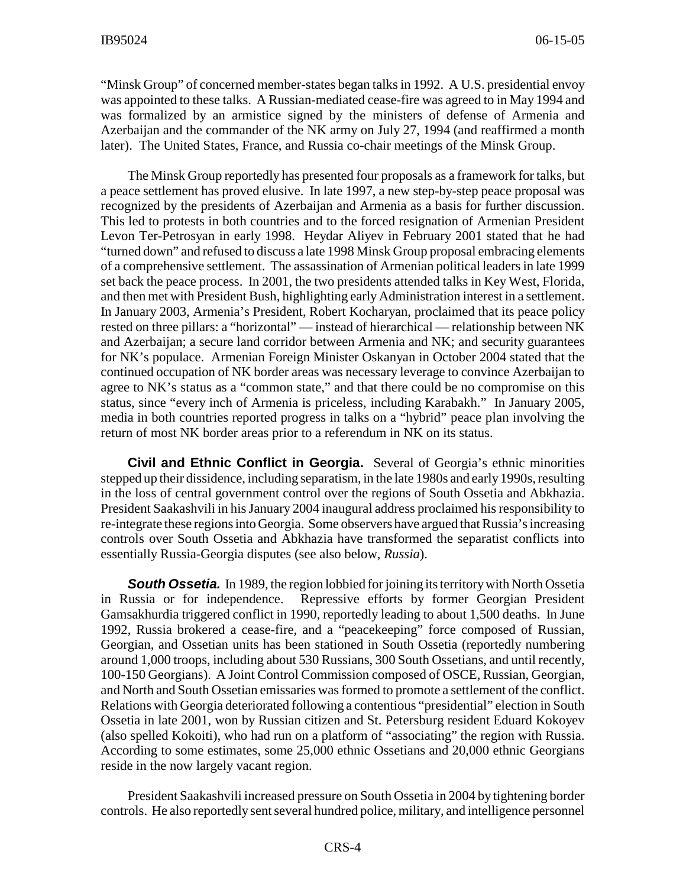"Minsk Group" of concerned member-states began talks in 1992. A U.S. presidential envoy was appointed to these talks. A Russian-mediated cease-fire was agreed to in May 1994 and was formalized by an armistice signed by the ministers of defense of Armenia and Azerbaijan and the commander of the NK army on July 27, 1994 (and reaffirmed a month later). The United States, France, and Russia co-chair meetings of the Minsk Group.

The Minsk Group reportedly has presented four proposals as a framework for talks, but a peace settlement has proved elusive. In late 1997, a new step-by-step peace proposal was recognized by the presidents of Azerbaijan and Armenia as a basis for further discussion. This led to protests in both countries and to the forced resignation of Armenian President Levon Ter-Petrosyan in early 1998. Heydar Aliyev in February 2001 stated that he had "turned down" and refused to discuss a late 1998 Minsk Group proposal embracing elements of a comprehensive settlement. The assassination of Armenian political leaders in late 1999 set back the peace process. In 2001, the two presidents attended talks in Key West, Florida, and then met with President Bush, highlighting early Administration interest in a settlement. In January 2003, Armenia's President, Robert Kocharyan, proclaimed that its peace policy rested on three pillars: a "horizontal" — instead of hierarchical — relationship between NK and Azerbaijan; a secure land corridor between Armenia and NK; and security guarantees for NK's populace. Armenian Foreign Minister Oskanyan in October 2004 stated that the continued occupation of NK border areas was necessary leverage to convince Azerbaijan to agree to NK's status as a "common state," and that there could be no compromise on this status, since "every inch of Armenia is priceless, including Karabakh." In January 2005, media in both countries reported progress in talks on a "hybrid" peace plan involving the return of most NK border areas prior to a referendum in NK on its status.

**Civil and Ethnic Conflict in Georgia.** Several of Georgia's ethnic minorities stepped up their dissidence, including separatism, in the late 1980s and early 1990s, resulting in the loss of central government control over the regions of South Ossetia and Abkhazia. President Saakashvili in his January 2004 inaugural address proclaimed his responsibility to re-integrate these regions into Georgia. Some observers have argued that Russia's increasing controls over South Ossetia and Abkhazia have transformed the separatist conflicts into essentially Russia-Georgia disputes (see also below, *Russia*).

***South Ossetia.*** In 1989, the region lobbied for joining its territory with North Ossetia in Russia or for independence. Repressive efforts by former Georgian President Gamsakhurdia triggered conflict in 1990, reportedly leading to about 1,500 deaths. In June 1992, Russia brokered a cease-fire, and a "peacekeeping" force composed of Russian, Georgian, and Ossetian units has been stationed in South Ossetia (reportedly numbering around 1,000 troops, including about 530 Russians, 300 South Ossetians, and until recently, 100-150 Georgians). A Joint Control Commission composed of OSCE, Russian, Georgian, and North and South Ossetian emissaries was formed to promote a settlement of the conflict. Relations with Georgia deteriorated following a contentious "presidential" election in South Ossetia in late 2001, won by Russian citizen and St. Petersburg resident Eduard Kokoyev (also spelled Kokoiti), who had run on a platform of "associating" the region with Russia. According to some estimates, some 25,000 ethnic Ossetians and 20,000 ethnic Georgians reside in the now largely vacant region.

President Saakashvili increased pressure on South Ossetia in 2004 by tightening border controls. He also reportedly sent several hundred police, military, and intelligence personnel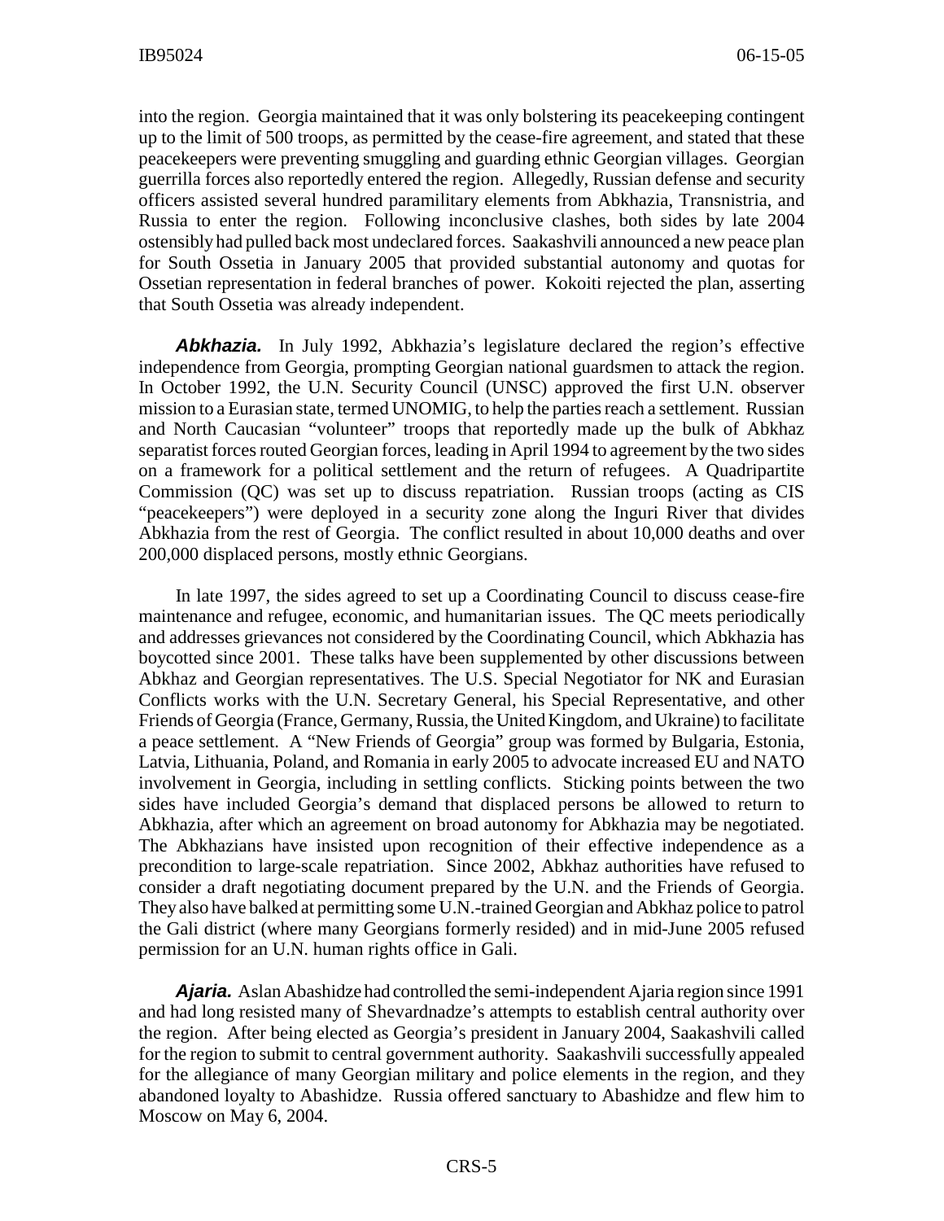into the region. Georgia maintained that it was only bolstering its peacekeeping contingent up to the limit of 500 troops, as permitted by the cease-fire agreement, and stated that these peacekeepers were preventing smuggling and guarding ethnic Georgian villages. Georgian guerrilla forces also reportedly entered the region. Allegedly, Russian defense and security officers assisted several hundred paramilitary elements from Abkhazia, Transnistria, and Russia to enter the region. Following inconclusive clashes, both sides by late 2004 ostensibly had pulled back most undeclared forces. Saakashvili announced a new peace plan for South Ossetia in January 2005 that provided substantial autonomy and quotas for Ossetian representation in federal branches of power. Kokoiti rejected the plan, asserting that South Ossetia was already independent.

***Abkhazia.*** In July 1992, Abkhazia's legislature declared the region's effective independence from Georgia, prompting Georgian national guardsmen to attack the region. In October 1992, the U.N. Security Council (UNSC) approved the first U.N. observer mission to a Eurasian state, termed UNOMIG, to help the parties reach a settlement. Russian and North Caucasian "volunteer" troops that reportedly made up the bulk of Abkhaz separatist forces routed Georgian forces, leading in April 1994 to agreement by the two sides on a framework for a political settlement and the return of refugees. A Quadripartite Commission (QC) was set up to discuss repatriation. Russian troops (acting as CIS "peacekeepers") were deployed in a security zone along the Inguri River that divides Abkhazia from the rest of Georgia. The conflict resulted in about 10,000 deaths and over 200,000 displaced persons, mostly ethnic Georgians.

In late 1997, the sides agreed to set up a Coordinating Council to discuss cease-fire maintenance and refugee, economic, and humanitarian issues. The QC meets periodically and addresses grievances not considered by the Coordinating Council, which Abkhazia has boycotted since 2001. These talks have been supplemented by other discussions between Abkhaz and Georgian representatives. The U.S. Special Negotiator for NK and Eurasian Conflicts works with the U.N. Secretary General, his Special Representative, and other Friends of Georgia (France, Germany, Russia, the United Kingdom, and Ukraine) to facilitate a peace settlement. A "New Friends of Georgia" group was formed by Bulgaria, Estonia, Latvia, Lithuania, Poland, and Romania in early 2005 to advocate increased EU and NATO involvement in Georgia, including in settling conflicts. Sticking points between the two sides have included Georgia's demand that displaced persons be allowed to return to Abkhazia, after which an agreement on broad autonomy for Abkhazia may be negotiated. The Abkhazians have insisted upon recognition of their effective independence as a precondition to large-scale repatriation. Since 2002, Abkhaz authorities have refused to consider a draft negotiating document prepared by the U.N. and the Friends of Georgia. They also have balked at permitting some U.N.-trained Georgian and Abkhaz police to patrol the Gali district (where many Georgians formerly resided) and in mid-June 2005 refused permission for an U.N. human rights office in Gali.

***Ajaria.*** Aslan Abashidze had controlled the semi-independent Ajaria region since 1991 and had long resisted many of Shevardnadze's attempts to establish central authority over the region. After being elected as Georgia's president in January 2004, Saakashvili called for the region to submit to central government authority. Saakashvili successfully appealed for the allegiance of many Georgian military and police elements in the region, and they abandoned loyalty to Abashidze. Russia offered sanctuary to Abashidze and flew him to Moscow on May 6, 2004.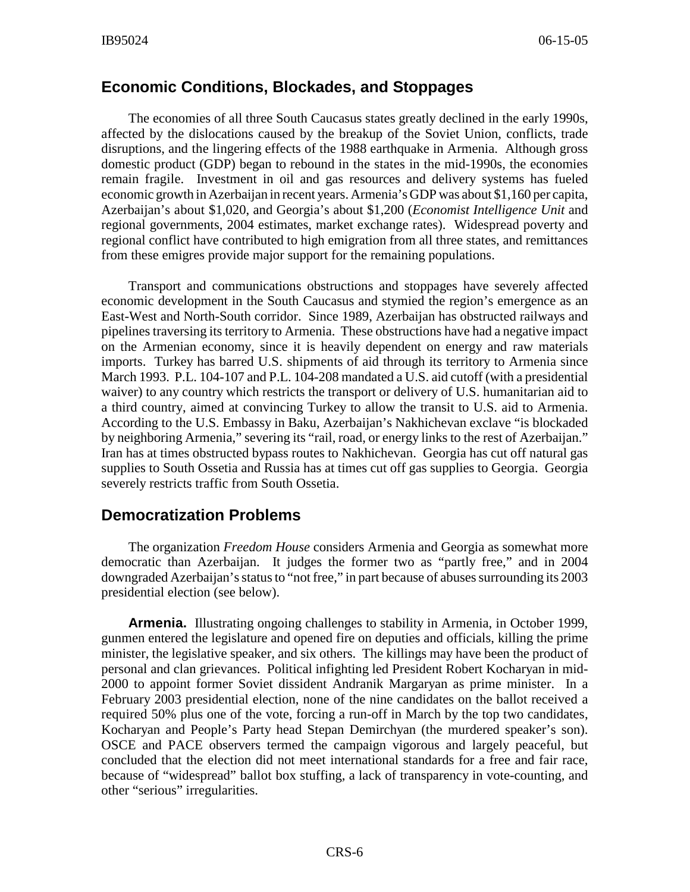## Economic Conditions, Blockades, and Stoppages

The economies of all three South Caucasus states greatly declined in the early 1990s, affected by the dislocations caused by the breakup of the Soviet Union, conflicts, trade disruptions, and the lingering effects of the 1988 earthquake in Armenia. Although gross domestic product (GDP) began to rebound in the states in the mid-1990s, the economies remain fragile. Investment in oil and gas resources and delivery systems has fueled economic growth in Azerbaijan in recent years. Armenia's GDP was about $1,160 per capita, Azerbaijan's about $1,020, and Georgia's about $1,200 (*Economist Intelligence Unit* and regional governments, 2004 estimates, market exchange rates). Widespread poverty and regional conflict have contributed to high emigration from all three states, and remittances from these emigres provide major support for the remaining populations.

Transport and communications obstructions and stoppages have severely affected economic development in the South Caucasus and stymied the region's emergence as an East-West and North-South corridor. Since 1989, Azerbaijan has obstructed railways and pipelines traversing its territory to Armenia. These obstructions have had a negative impact on the Armenian economy, since it is heavily dependent on energy and raw materials imports. Turkey has barred U.S. shipments of aid through its territory to Armenia since March 1993. P.L. 104-107 and P.L. 104-208 mandated a U.S. aid cutoff (with a presidential waiver) to any country which restricts the transport or delivery of U.S. humanitarian aid to a third country, aimed at convincing Turkey to allow the transit to U.S. aid to Armenia. According to the U.S. Embassy in Baku, Azerbaijan's Nakhichevan exclave "is blockaded by neighboring Armenia," severing its "rail, road, or energy links to the rest of Azerbaijan." Iran has at times obstructed bypass routes to Nakhichevan. Georgia has cut off natural gas supplies to South Ossetia and Russia has at times cut off gas supplies to Georgia. Georgia severely restricts traffic from South Ossetia.

## Democratization Problems

The organization *Freedom House* considers Armenia and Georgia as somewhat more democratic than Azerbaijan. It judges the former two as "partly free," and in 2004 downgraded Azerbaijan's status to "not free," in part because of abuses surrounding its 2003 presidential election (see below).

**Armenia.** Illustrating ongoing challenges to stability in Armenia, in October 1999, gunmen entered the legislature and opened fire on deputies and officials, killing the prime minister, the legislative speaker, and six others. The killings may have been the product of personal and clan grievances. Political infighting led President Robert Kocharyan in mid-2000 to appoint former Soviet dissident Andranik Margaryan as prime minister. In a February 2003 presidential election, none of the nine candidates on the ballot received a required 50% plus one of the vote, forcing a run-off in March by the top two candidates, Kocharyan and People's Party head Stepan Demirchyan (the murdered speaker's son). OSCE and PACE observers termed the campaign vigorous and largely peaceful, but concluded that the election did not meet international standards for a free and fair race, because of "widespread" ballot box stuffing, a lack of transparency in vote-counting, and other "serious" irregularities.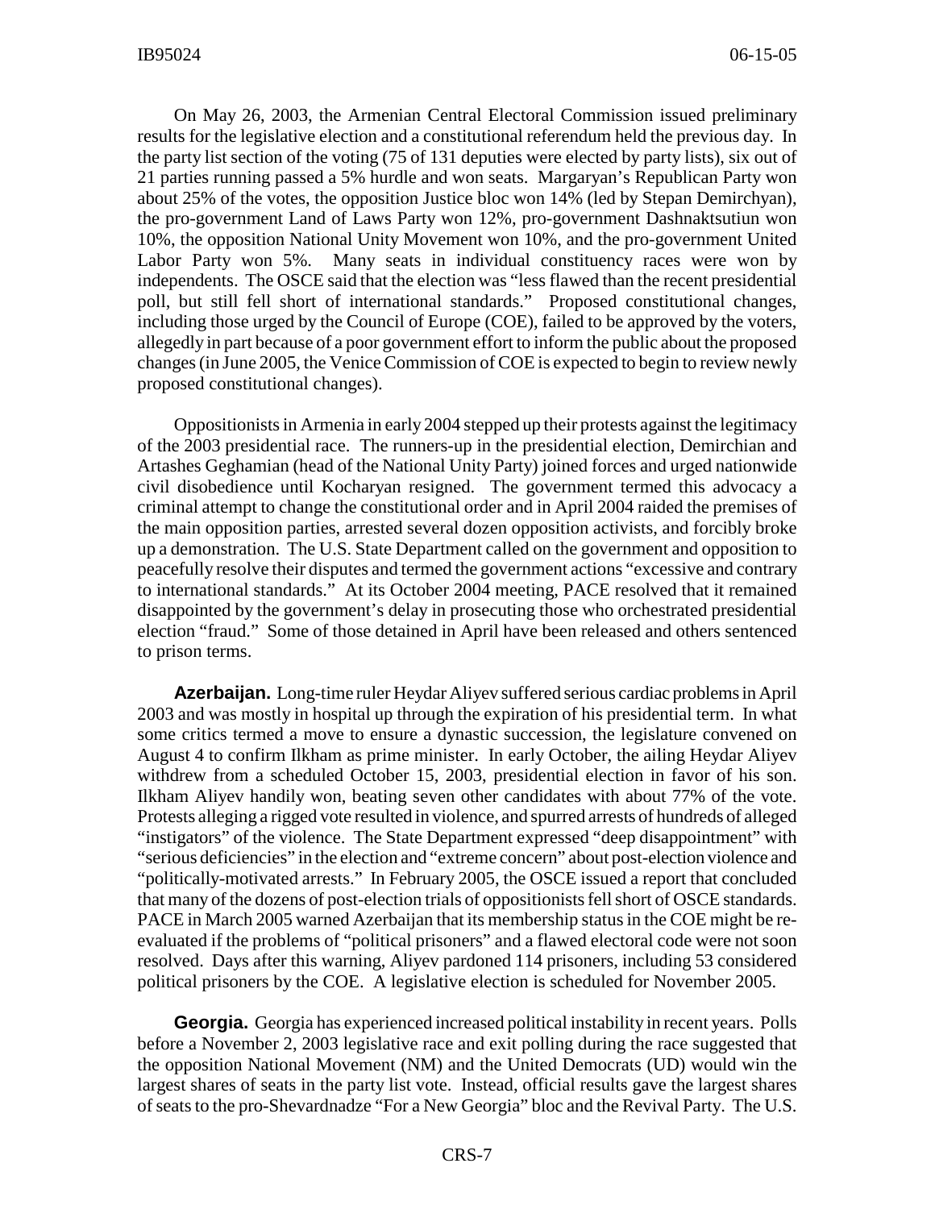On May 26, 2003, the Armenian Central Electoral Commission issued preliminary results for the legislative election and a constitutional referendum held the previous day. In the party list section of the voting (75 of 131 deputies were elected by party lists), six out of 21 parties running passed a 5% hurdle and won seats. Margaryan's Republican Party won about 25% of the votes, the opposition Justice bloc won 14% (led by Stepan Demirchyan), the pro-government Land of Laws Party won 12%, pro-government Dashnaktsutiun won 10%, the opposition National Unity Movement won 10%, and the pro-government United Labor Party won 5%. Many seats in individual constituency races were won by independents. The OSCE said that the election was "less flawed than the recent presidential poll, but still fell short of international standards." Proposed constitutional changes, including those urged by the Council of Europe (COE), failed to be approved by the voters, allegedly in part because of a poor government effort to inform the public about the proposed changes (in June 2005, the Venice Commission of COE is expected to begin to review newly proposed constitutional changes).

Oppositionists in Armenia in early 2004 stepped up their protests against the legitimacy of the 2003 presidential race. The runners-up in the presidential election, Demirchian and Artashes Geghamian (head of the National Unity Party) joined forces and urged nationwide civil disobedience until Kocharyan resigned. The government termed this advocacy a criminal attempt to change the constitutional order and in April 2004 raided the premises of the main opposition parties, arrested several dozen opposition activists, and forcibly broke up a demonstration. The U.S. State Department called on the government and opposition to peacefully resolve their disputes and termed the government actions "excessive and contrary to international standards." At its October 2004 meeting, PACE resolved that it remained disappointed by the government's delay in prosecuting those who orchestrated presidential election "fraud." Some of those detained in April have been released and others sentenced to prison terms.

**Azerbaijan.** Long-time ruler Heydar Aliyev suffered serious cardiac problems in April 2003 and was mostly in hospital up through the expiration of his presidential term. In what some critics termed a move to ensure a dynastic succession, the legislature convened on August 4 to confirm Ilkham as prime minister. In early October, the ailing Heydar Aliyev withdrew from a scheduled October 15, 2003, presidential election in favor of his son. Ilkham Aliyev handily won, beating seven other candidates with about 77% of the vote. Protests alleging a rigged vote resulted in violence, and spurred arrests of hundreds of alleged "instigators" of the violence. The State Department expressed "deep disappointment" with "serious deficiencies" in the election and "extreme concern" about post-election violence and "politically-motivated arrests." In February 2005, the OSCE issued a report that concluded that many of the dozens of post-election trials of oppositionists fell short of OSCE standards. PACE in March 2005 warned Azerbaijan that its membership status in the COE might be re-evaluated if the problems of "political prisoners" and a flawed electoral code were not soon resolved. Days after this warning, Aliyev pardoned 114 prisoners, including 53 considered political prisoners by the COE. A legislative election is scheduled for November 2005.

**Georgia.** Georgia has experienced increased political instability in recent years. Polls before a November 2, 2003 legislative race and exit polling during the race suggested that the opposition National Movement (NM) and the United Democrats (UD) would win the largest shares of seats in the party list vote. Instead, official results gave the largest shares of seats to the pro-Shevardnadze "For a New Georgia" bloc and the Revival Party. The U.S.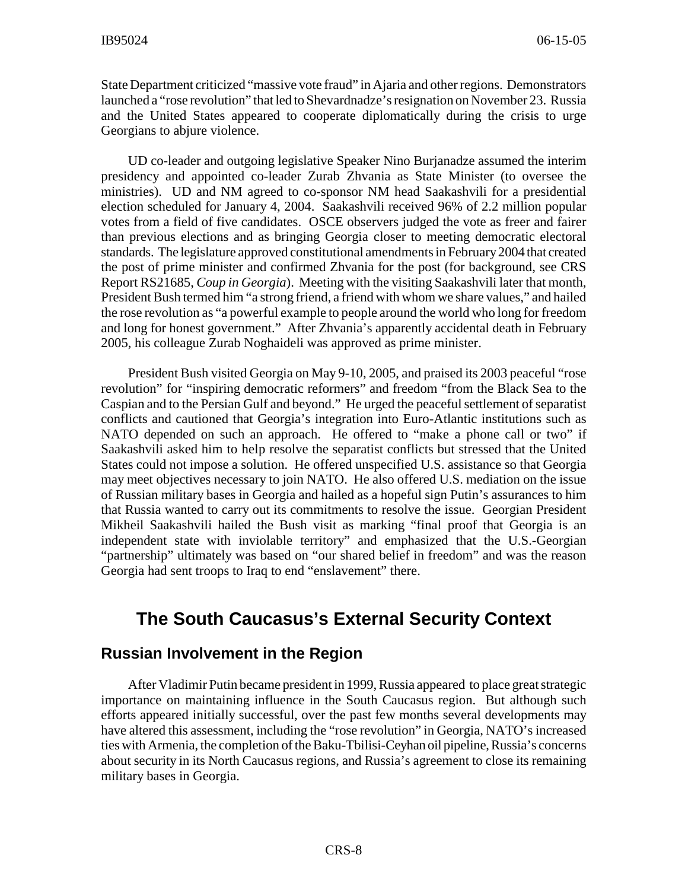State Department criticized "massive vote fraud" in Ajaria and other regions. Demonstrators launched a "rose revolution" that led to Shevardnadze's resignation on November 23. Russia and the United States appeared to cooperate diplomatically during the crisis to urge Georgians to abjure violence.

UD co-leader and outgoing legislative Speaker Nino Burjanadze assumed the interim presidency and appointed co-leader Zurab Zhvania as State Minister (to oversee the ministries). UD and NM agreed to co-sponsor NM head Saakashvili for a presidential election scheduled for January 4, 2004. Saakashvili received 96% of 2.2 million popular votes from a field of five candidates. OSCE observers judged the vote as freer and fairer than previous elections and as bringing Georgia closer to meeting democratic electoral standards. The legislature approved constitutional amendments in February 2004 that created the post of prime minister and confirmed Zhvania for the post (for background, see CRS Report RS21685, *Coup in Georgia*). Meeting with the visiting Saakashvili later that month, President Bush termed him "a strong friend, a friend with whom we share values," and hailed the rose revolution as "a powerful example to people around the world who long for freedom and long for honest government." After Zhvania's apparently accidental death in February 2005, his colleague Zurab Noghaideli was approved as prime minister.

President Bush visited Georgia on May 9-10, 2005, and praised its 2003 peaceful "rose revolution" for "inspiring democratic reformers" and freedom "from the Black Sea to the Caspian and to the Persian Gulf and beyond." He urged the peaceful settlement of separatist conflicts and cautioned that Georgia's integration into Euro-Atlantic institutions such as NATO depended on such an approach. He offered to "make a phone call or two" if Saakashvili asked him to help resolve the separatist conflicts but stressed that the United States could not impose a solution. He offered unspecified U.S. assistance so that Georgia may meet objectives necessary to join NATO. He also offered U.S. mediation on the issue of Russian military bases in Georgia and hailed as a hopeful sign Putin's assurances to him that Russia wanted to carry out its commitments to resolve the issue. Georgian President Mikheil Saakashvili hailed the Bush visit as marking "final proof that Georgia is an independent state with inviolable territory" and emphasized that the U.S.-Georgian "partnership" ultimately was based on "our shared belief in freedom" and was the reason Georgia had sent troops to Iraq to end "enslavement" there.

# The South Caucasus's External Security Context

## Russian Involvement in the Region

After Vladimir Putin became president in 1999, Russia appeared to place great strategic importance on maintaining influence in the South Caucasus region. But although such efforts appeared initially successful, over the past few months several developments may have altered this assessment, including the "rose revolution" in Georgia, NATO's increased ties with Armenia, the completion of the Baku-Tbilisi-Ceyhan oil pipeline, Russia's concerns about security in its North Caucasus regions, and Russia's agreement to close its remaining military bases in Georgia.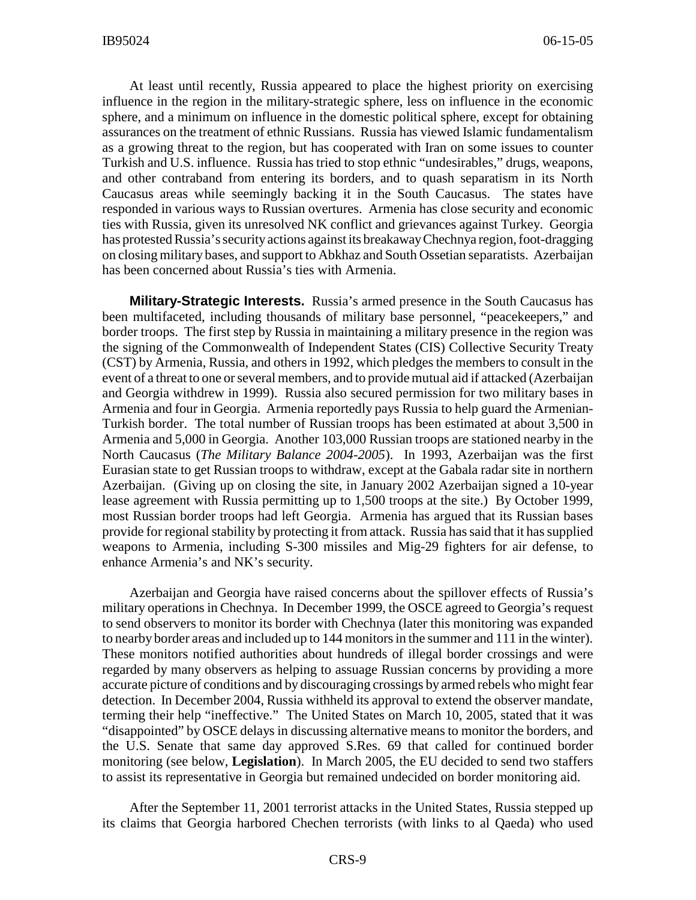At least until recently, Russia appeared to place the highest priority on exercising influence in the region in the military-strategic sphere, less on influence in the economic sphere, and a minimum on influence in the domestic political sphere, except for obtaining assurances on the treatment of ethnic Russians. Russia has viewed Islamic fundamentalism as a growing threat to the region, but has cooperated with Iran on some issues to counter Turkish and U.S. influence. Russia has tried to stop ethnic "undesirables," drugs, weapons, and other contraband from entering its borders, and to quash separatism in its North Caucasus areas while seemingly backing it in the South Caucasus. The states have responded in various ways to Russian overtures. Armenia has close security and economic ties with Russia, given its unresolved NK conflict and grievances against Turkey. Georgia has protested Russia's security actions against its breakaway Chechnya region, foot-dragging on closing military bases, and support to Abkhaz and South Ossetian separatists. Azerbaijan has been concerned about Russia's ties with Armenia.

**Military-Strategic Interests.** Russia's armed presence in the South Caucasus has been multifaceted, including thousands of military base personnel, "peacekeepers," and border troops. The first step by Russia in maintaining a military presence in the region was the signing of the Commonwealth of Independent States (CIS) Collective Security Treaty (CST) by Armenia, Russia, and others in 1992, which pledges the members to consult in the event of a threat to one or several members, and to provide mutual aid if attacked (Azerbaijan and Georgia withdrew in 1999). Russia also secured permission for two military bases in Armenia and four in Georgia. Armenia reportedly pays Russia to help guard the Armenian-Turkish border. The total number of Russian troops has been estimated at about 3,500 in Armenia and 5,000 in Georgia. Another 103,000 Russian troops are stationed nearby in the North Caucasus (*The Military Balance 2004-2005*). In 1993, Azerbaijan was the first Eurasian state to get Russian troops to withdraw, except at the Gabala radar site in northern Azerbaijan. (Giving up on closing the site, in January 2002 Azerbaijan signed a 10-year lease agreement with Russia permitting up to 1,500 troops at the site.) By October 1999, most Russian border troops had left Georgia. Armenia has argued that its Russian bases provide for regional stability by protecting it from attack. Russia has said that it has supplied weapons to Armenia, including S-300 missiles and Mig-29 fighters for air defense, to enhance Armenia's and NK's security.

Azerbaijan and Georgia have raised concerns about the spillover effects of Russia's military operations in Chechnya. In December 1999, the OSCE agreed to Georgia's request to send observers to monitor its border with Chechnya (later this monitoring was expanded to nearby border areas and included up to 144 monitors in the summer and 111 in the winter). These monitors notified authorities about hundreds of illegal border crossings and were regarded by many observers as helping to assuage Russian concerns by providing a more accurate picture of conditions and by discouraging crossings by armed rebels who might fear detection. In December 2004, Russia withheld its approval to extend the observer mandate, terming their help "ineffective." The United States on March 10, 2005, stated that it was "disappointed" by OSCE delays in discussing alternative means to monitor the borders, and the U.S. Senate that same day approved S.Res. 69 that called for continued border monitoring (see below, **Legislation**). In March 2005, the EU decided to send two staffers to assist its representative in Georgia but remained undecided on border monitoring aid.

After the September 11, 2001 terrorist attacks in the United States, Russia stepped up its claims that Georgia harbored Chechen terrorists (with links to al Qaeda) who used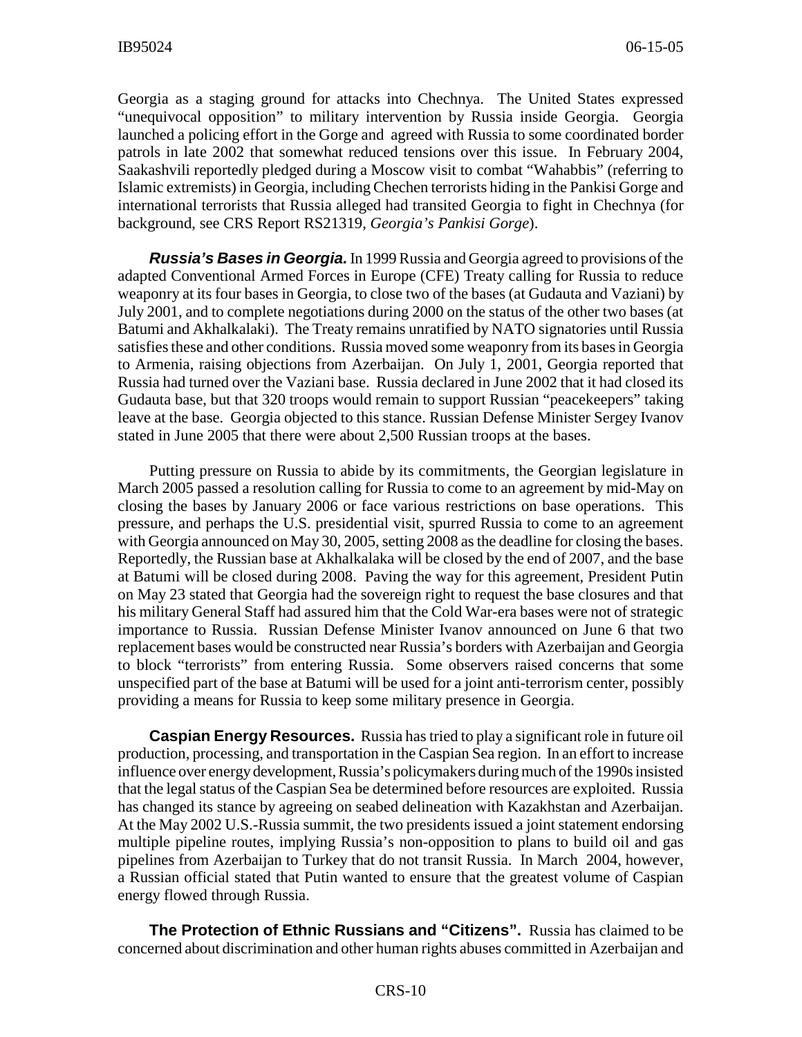Georgia as a staging ground for attacks into Chechnya. The United States expressed "unequivocal opposition" to military intervention by Russia inside Georgia. Georgia launched a policing effort in the Gorge and agreed with Russia to some coordinated border patrols in late 2002 that somewhat reduced tensions over this issue. In February 2004, Saakashvili reportedly pledged during a Moscow visit to combat "Wahabbis" (referring to Islamic extremists) in Georgia, including Chechen terrorists hiding in the Pankisi Gorge and international terrorists that Russia alleged had transited Georgia to fight in Chechnya (for background, see CRS Report RS21319, *Georgia's Pankisi Gorge*).

***Russia's Bases in Georgia.*** In 1999 Russia and Georgia agreed to provisions of the adapted Conventional Armed Forces in Europe (CFE) Treaty calling for Russia to reduce weaponry at its four bases in Georgia, to close two of the bases (at Gudauta and Vaziani) by July 2001, and to complete negotiations during 2000 on the status of the other two bases (at Batumi and Akhalkalaki). The Treaty remains unratified by NATO signatories until Russia satisfies these and other conditions. Russia moved some weaponry from its bases in Georgia to Armenia, raising objections from Azerbaijan. On July 1, 2001, Georgia reported that Russia had turned over the Vaziani base. Russia declared in June 2002 that it had closed its Gudauta base, but that 320 troops would remain to support Russian "peacekeepers" taking leave at the base. Georgia objected to this stance. Russian Defense Minister Sergey Ivanov stated in June 2005 that there were about 2,500 Russian troops at the bases.

Putting pressure on Russia to abide by its commitments, the Georgian legislature in March 2005 passed a resolution calling for Russia to come to an agreement by mid-May on closing the bases by January 2006 or face various restrictions on base operations. This pressure, and perhaps the U.S. presidential visit, spurred Russia to come to an agreement with Georgia announced on May 30, 2005, setting 2008 as the deadline for closing the bases. Reportedly, the Russian base at Akhalkalaka will be closed by the end of 2007, and the base at Batumi will be closed during 2008. Paving the way for this agreement, President Putin on May 23 stated that Georgia had the sovereign right to request the base closures and that his military General Staff had assured him that the Cold War-era bases were not of strategic importance to Russia. Russian Defense Minister Ivanov announced on June 6 that two replacement bases would be constructed near Russia's borders with Azerbaijan and Georgia to block "terrorists" from entering Russia. Some observers raised concerns that some unspecified part of the base at Batumi will be used for a joint anti-terrorism center, possibly providing a means for Russia to keep some military presence in Georgia.

**Caspian Energy Resources.** Russia has tried to play a significant role in future oil production, processing, and transportation in the Caspian Sea region. In an effort to increase influence over energy development, Russia's policymakers during much of the 1990s insisted that the legal status of the Caspian Sea be determined before resources are exploited. Russia has changed its stance by agreeing on seabed delineation with Kazakhstan and Azerbaijan. At the May 2002 U.S.-Russia summit, the two presidents issued a joint statement endorsing multiple pipeline routes, implying Russia's non-opposition to plans to build oil and gas pipelines from Azerbaijan to Turkey that do not transit Russia. In March 2004, however, a Russian official stated that Putin wanted to ensure that the greatest volume of Caspian energy flowed through Russia.

**The Protection of Ethnic Russians and "Citizens".** Russia has claimed to be concerned about discrimination and other human rights abuses committed in Azerbaijan and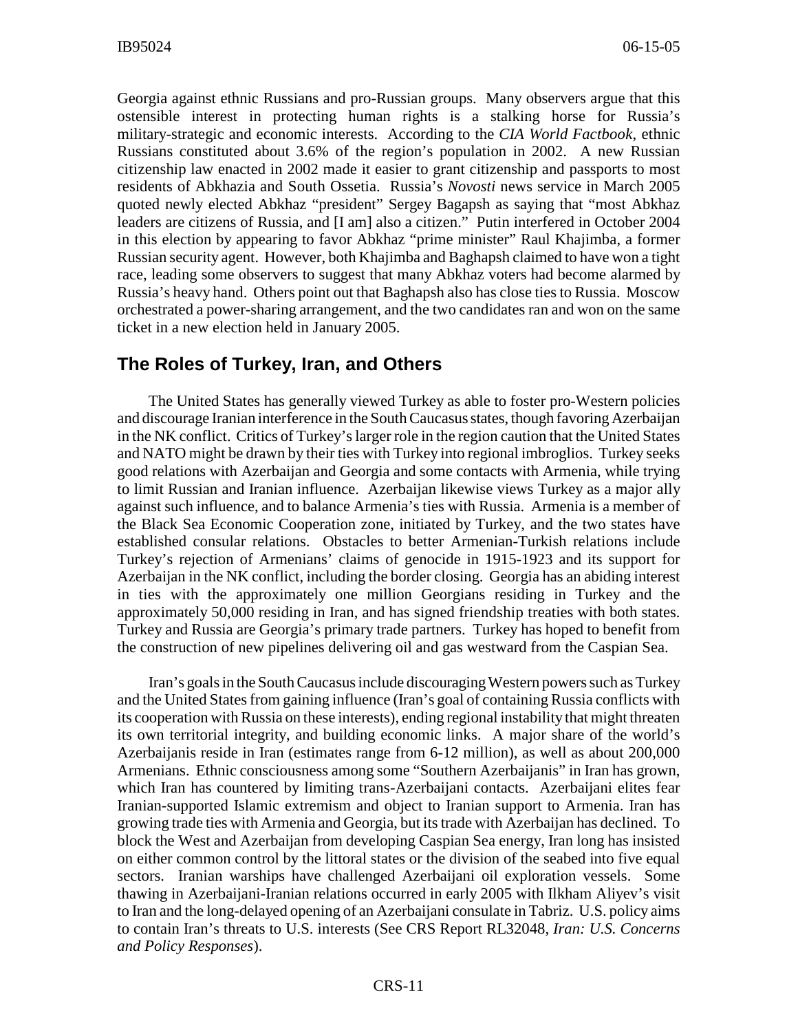Georgia against ethnic Russians and pro-Russian groups. Many observers argue that this ostensible interest in protecting human rights is a stalking horse for Russia's military-strategic and economic interests. According to the *CIA World Factbook*, ethnic Russians constituted about 3.6% of the region's population in 2002. A new Russian citizenship law enacted in 2002 made it easier to grant citizenship and passports to most residents of Abkhazia and South Ossetia. Russia's *Novosti* news service in March 2005 quoted newly elected Abkhaz "president" Sergey Bagapsh as saying that "most Abkhaz leaders are citizens of Russia, and [I am] also a citizen." Putin interfered in October 2004 in this election by appearing to favor Abkhaz "prime minister" Raul Khajimba, a former Russian security agent. However, both Khajimba and Baghapsh claimed to have won a tight race, leading some observers to suggest that many Abkhaz voters had become alarmed by Russia's heavy hand. Others point out that Baghapsh also has close ties to Russia. Moscow orchestrated a power-sharing arrangement, and the two candidates ran and won on the same ticket in a new election held in January 2005.

## The Roles of Turkey, Iran, and Others

The United States has generally viewed Turkey as able to foster pro-Western policies and discourage Iranian interference in the South Caucasus states, though favoring Azerbaijan in the NK conflict. Critics of Turkey's larger role in the region caution that the United States and NATO might be drawn by their ties with Turkey into regional imbroglios. Turkey seeks good relations with Azerbaijan and Georgia and some contacts with Armenia, while trying to limit Russian and Iranian influence. Azerbaijan likewise views Turkey as a major ally against such influence, and to balance Armenia's ties with Russia. Armenia is a member of the Black Sea Economic Cooperation zone, initiated by Turkey, and the two states have established consular relations. Obstacles to better Armenian-Turkish relations include Turkey's rejection of Armenians' claims of genocide in 1915-1923 and its support for Azerbaijan in the NK conflict, including the border closing. Georgia has an abiding interest in ties with the approximately one million Georgians residing in Turkey and the approximately 50,000 residing in Iran, and has signed friendship treaties with both states. Turkey and Russia are Georgia's primary trade partners. Turkey has hoped to benefit from the construction of new pipelines delivering oil and gas westward from the Caspian Sea.

Iran's goals in the South Caucasus include discouraging Western powers such as Turkey and the United States from gaining influence (Iran's goal of containing Russia conflicts with its cooperation with Russia on these interests), ending regional instability that might threaten its own territorial integrity, and building economic links. A major share of the world's Azerbaijanis reside in Iran (estimates range from 6-12 million), as well as about 200,000 Armenians. Ethnic consciousness among some "Southern Azerbaijanis" in Iran has grown, which Iran has countered by limiting trans-Azerbaijani contacts. Azerbaijani elites fear Iranian-supported Islamic extremism and object to Iranian support to Armenia. Iran has growing trade ties with Armenia and Georgia, but its trade with Azerbaijan has declined. To block the West and Azerbaijan from developing Caspian Sea energy, Iran long has insisted on either common control by the littoral states or the division of the seabed into five equal sectors. Iranian warships have challenged Azerbaijani oil exploration vessels. Some thawing in Azerbaijani-Iranian relations occurred in early 2005 with Ilkham Aliyev's visit to Iran and the long-delayed opening of an Azerbaijani consulate in Tabriz. U.S. policy aims to contain Iran's threats to U.S. interests (See CRS Report RL32048, *Iran: U.S. Concerns and Policy Responses*).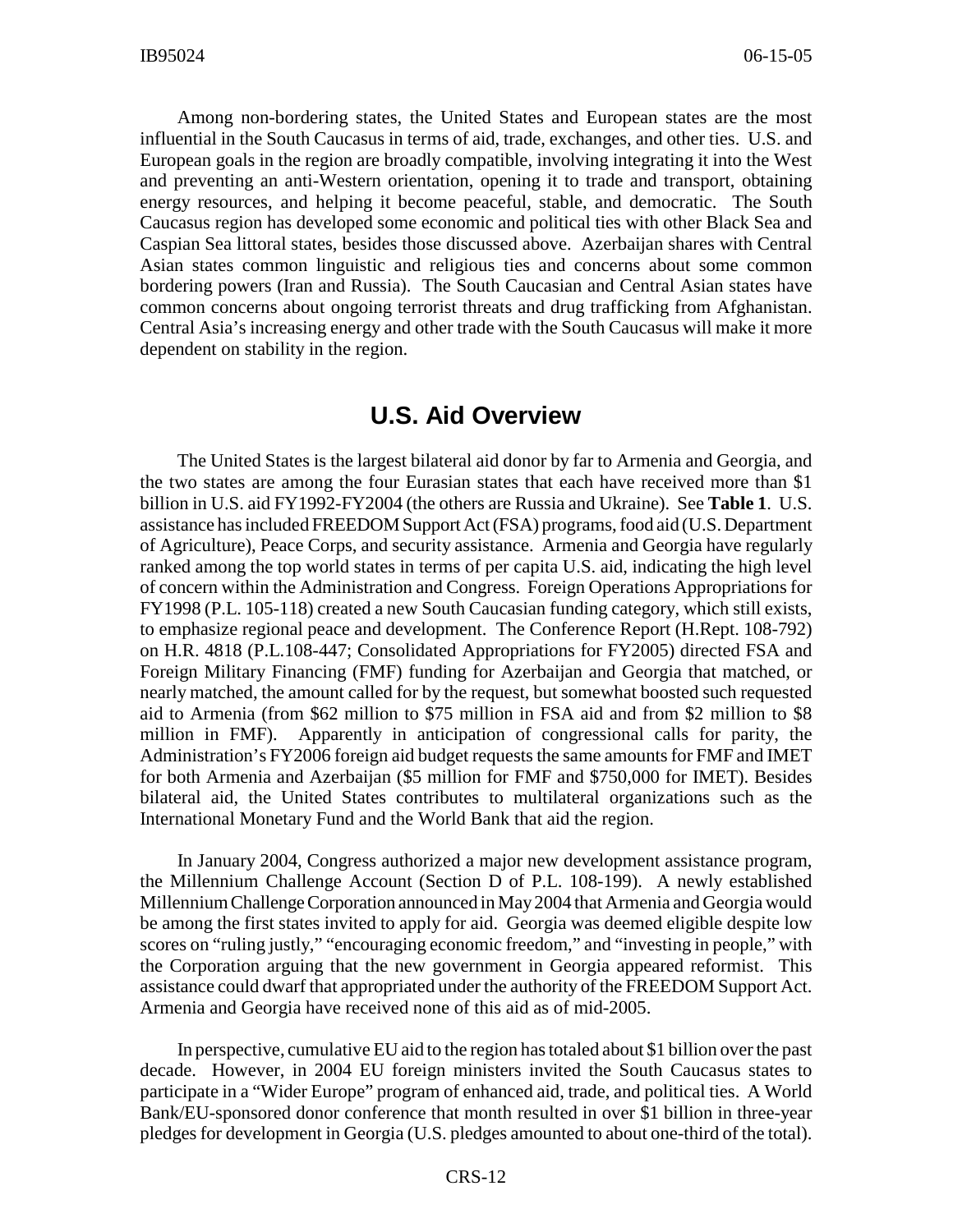Among non-bordering states, the United States and European states are the most influential in the South Caucasus in terms of aid, trade, exchanges, and other ties. U.S. and European goals in the region are broadly compatible, involving integrating it into the West and preventing an anti-Western orientation, opening it to trade and transport, obtaining energy resources, and helping it become peaceful, stable, and democratic. The South Caucasus region has developed some economic and political ties with other Black Sea and Caspian Sea littoral states, besides those discussed above. Azerbaijan shares with Central Asian states common linguistic and religious ties and concerns about some common bordering powers (Iran and Russia). The South Caucasian and Central Asian states have common concerns about ongoing terrorist threats and drug trafficking from Afghanistan. Central Asia's increasing energy and other trade with the South Caucasus will make it more dependent on stability in the region.

## U.S. Aid Overview

The United States is the largest bilateral aid donor by far to Armenia and Georgia, and the two states are among the four Eurasian states that each have received more than $1 billion in U.S. aid FY1992-FY2004 (the others are Russia and Ukraine). See **Table 1**. U.S. assistance has included FREEDOM Support Act (FSA) programs, food aid (U.S. Department of Agriculture), Peace Corps, and security assistance. Armenia and Georgia have regularly ranked among the top world states in terms of per capita U.S. aid, indicating the high level of concern within the Administration and Congress. Foreign Operations Appropriations for FY1998 (P.L. 105-118) created a new South Caucasian funding category, which still exists, to emphasize regional peace and development. The Conference Report (H.Rept. 108-792) on H.R. 4818 (P.L.108-447; Consolidated Appropriations for FY2005) directed FSA and Foreign Military Financing (FMF) funding for Azerbaijan and Georgia that matched, or nearly matched, the amount called for by the request, but somewhat boosted such requested aid to Armenia (from $62 million to $75 million in FSA aid and from $2 million to $8 million in FMF). Apparently in anticipation of congressional calls for parity, the Administration's FY2006 foreign aid budget requests the same amounts for FMF and IMET for both Armenia and Azerbaijan ($5 million for FMF and $750,000 for IMET). Besides bilateral aid, the United States contributes to multilateral organizations such as the International Monetary Fund and the World Bank that aid the region.

In January 2004, Congress authorized a major new development assistance program, the Millennium Challenge Account (Section D of P.L. 108-199). A newly established Millennium Challenge Corporation announced in May 2004 that Armenia and Georgia would be among the first states invited to apply for aid. Georgia was deemed eligible despite low scores on "ruling justly," "encouraging economic freedom," and "investing in people," with the Corporation arguing that the new government in Georgia appeared reformist. This assistance could dwarf that appropriated under the authority of the FREEDOM Support Act. Armenia and Georgia have received none of this aid as of mid-2005.

In perspective, cumulative EU aid to the region has totaled about $1 billion over the past decade. However, in 2004 EU foreign ministers invited the South Caucasus states to participate in a "Wider Europe" program of enhanced aid, trade, and political ties. A World Bank/EU-sponsored donor conference that month resulted in over $1 billion in three-year pledges for development in Georgia (U.S. pledges amounted to about one-third of the total).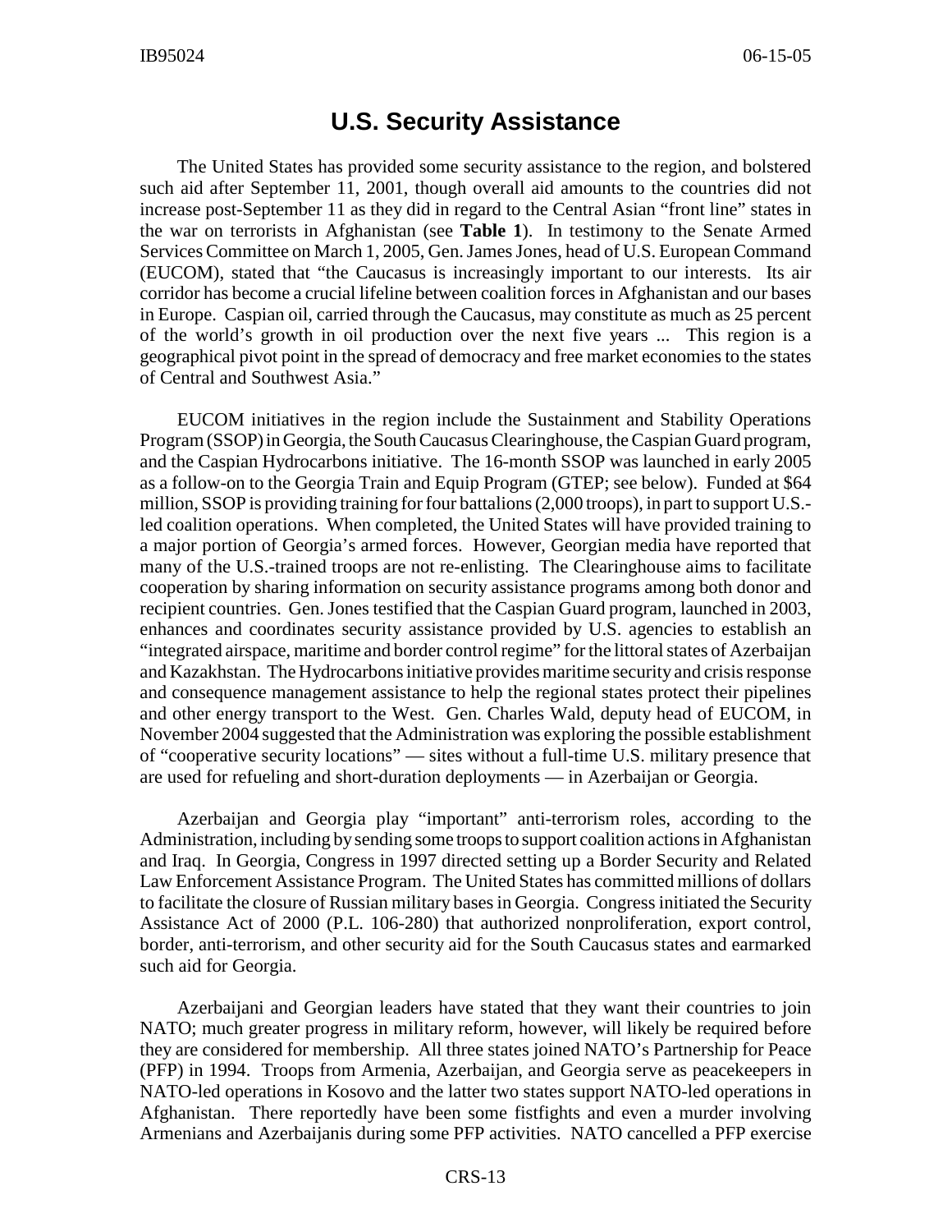## U.S. Security Assistance

The United States has provided some security assistance to the region, and bolstered such aid after September 11, 2001, though overall aid amounts to the countries did not increase post-September 11 as they did in regard to the Central Asian "front line" states in the war on terrorists in Afghanistan (see **Table 1**). In testimony to the Senate Armed Services Committee on March 1, 2005, Gen. James Jones, head of U.S. European Command (EUCOM), stated that "the Caucasus is increasingly important to our interests. Its air corridor has become a crucial lifeline between coalition forces in Afghanistan and our bases in Europe. Caspian oil, carried through the Caucasus, may constitute as much as 25 percent of the world's growth in oil production over the next five years ... This region is a geographical pivot point in the spread of democracy and free market economies to the states of Central and Southwest Asia."

EUCOM initiatives in the region include the Sustainment and Stability Operations Program (SSOP) in Georgia, the South Caucasus Clearinghouse, the Caspian Guard program, and the Caspian Hydrocarbons initiative. The 16-month SSOP was launched in early 2005 as a follow-on to the Georgia Train and Equip Program (GTEP; see below). Funded at $64 million, SSOP is providing training for four battalions (2,000 troops), in part to support U.S.-led coalition operations. When completed, the United States will have provided training to a major portion of Georgia's armed forces. However, Georgian media have reported that many of the U.S.-trained troops are not re-enlisting. The Clearinghouse aims to facilitate cooperation by sharing information on security assistance programs among both donor and recipient countries. Gen. Jones testified that the Caspian Guard program, launched in 2003, enhances and coordinates security assistance provided by U.S. agencies to establish an "integrated airspace, maritime and border control regime" for the littoral states of Azerbaijan and Kazakhstan. The Hydrocarbons initiative provides maritime security and crisis response and consequence management assistance to help the regional states protect their pipelines and other energy transport to the West. Gen. Charles Wald, deputy head of EUCOM, in November 2004 suggested that the Administration was exploring the possible establishment of "cooperative security locations" — sites without a full-time U.S. military presence that are used for refueling and short-duration deployments — in Azerbaijan or Georgia.

Azerbaijan and Georgia play "important" anti-terrorism roles, according to the Administration, including by sending some troops to support coalition actions in Afghanistan and Iraq. In Georgia, Congress in 1997 directed setting up a Border Security and Related Law Enforcement Assistance Program. The United States has committed millions of dollars to facilitate the closure of Russian military bases in Georgia. Congress initiated the Security Assistance Act of 2000 (P.L. 106-280) that authorized nonproliferation, export control, border, anti-terrorism, and other security aid for the South Caucasus states and earmarked such aid for Georgia.

Azerbaijani and Georgian leaders have stated that they want their countries to join NATO; much greater progress in military reform, however, will likely be required before they are considered for membership. All three states joined NATO's Partnership for Peace (PFP) in 1994. Troops from Armenia, Azerbaijan, and Georgia serve as peacekeepers in NATO-led operations in Kosovo and the latter two states support NATO-led operations in Afghanistan. There reportedly have been some fistfights and even a murder involving Armenians and Azerbaijanis during some PFP activities. NATO cancelled a PFP exercise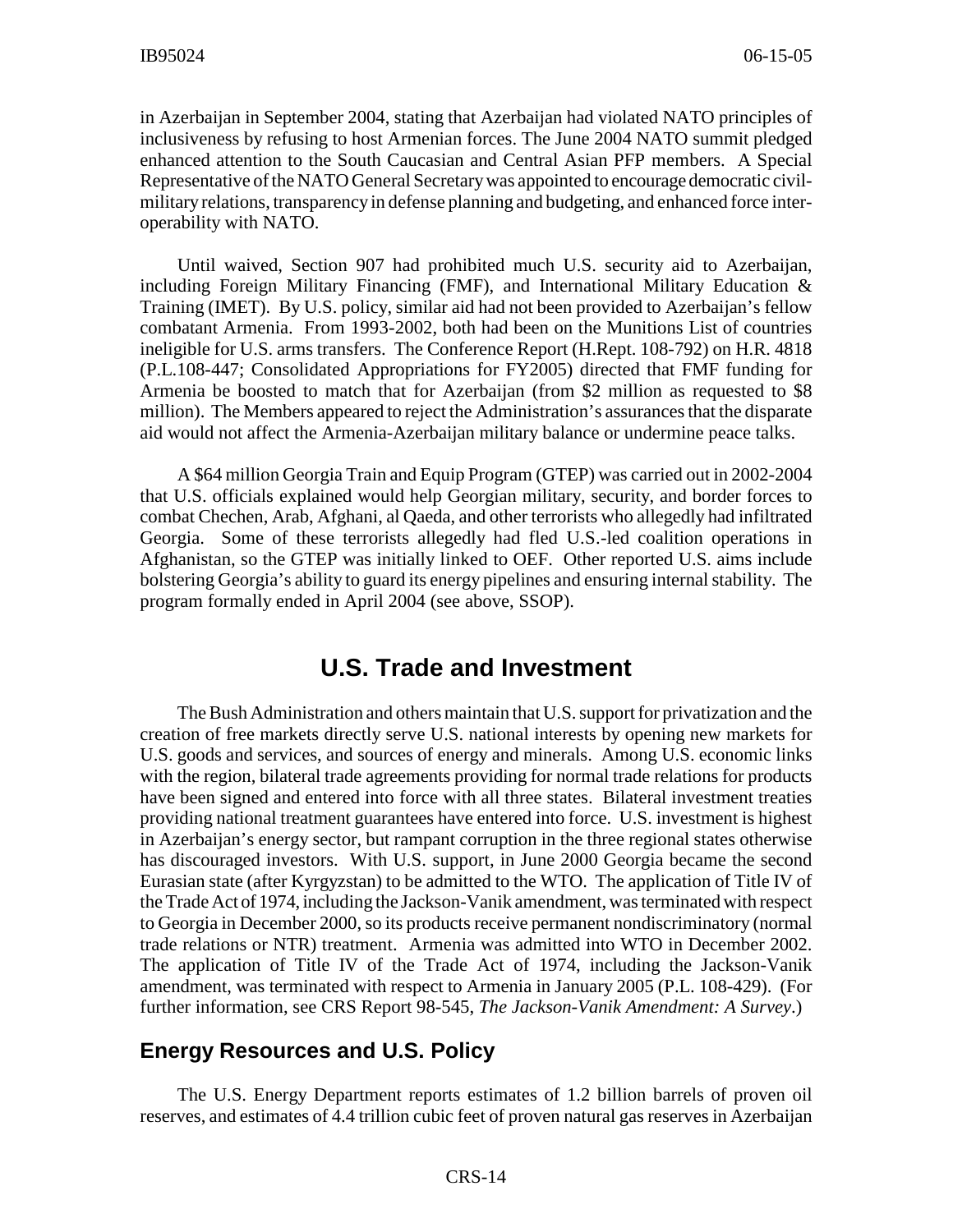in Azerbaijan in September 2004, stating that Azerbaijan had violated NATO principles of inclusiveness by refusing to host Armenian forces. The June 2004 NATO summit pledged enhanced attention to the South Caucasian and Central Asian PFP members. A Special Representative of the NATO General Secretary was appointed to encourage democratic civil-military relations, transparency in defense planning and budgeting, and enhanced force inter-operability with NATO.

Until waived, Section 907 had prohibited much U.S. security aid to Azerbaijan, including Foreign Military Financing (FMF), and International Military Education & Training (IMET). By U.S. policy, similar aid had not been provided to Azerbaijan's fellow combatant Armenia. From 1993-2002, both had been on the Munitions List of countries ineligible for U.S. arms transfers. The Conference Report (H.Rept. 108-792) on H.R. 4818 (P.L.108-447; Consolidated Appropriations for FY2005) directed that FMF funding for Armenia be boosted to match that for Azerbaijan (from $2 million as requested to $8 million). The Members appeared to reject the Administration's assurances that the disparate aid would not affect the Armenia-Azerbaijan military balance or undermine peace talks.

A $64 million Georgia Train and Equip Program (GTEP) was carried out in 2002-2004 that U.S. officials explained would help Georgian military, security, and border forces to combat Chechen, Arab, Afghani, al Qaeda, and other terrorists who allegedly had infiltrated Georgia. Some of these terrorists allegedly had fled U.S.-led coalition operations in Afghanistan, so the GTEP was initially linked to OEF. Other reported U.S. aims include bolstering Georgia's ability to guard its energy pipelines and ensuring internal stability. The program formally ended in April 2004 (see above, SSOP).

# U.S. Trade and Investment

The Bush Administration and others maintain that U.S. support for privatization and the creation of free markets directly serve U.S. national interests by opening new markets for U.S. goods and services, and sources of energy and minerals. Among U.S. economic links with the region, bilateral trade agreements providing for normal trade relations for products have been signed and entered into force with all three states. Bilateral investment treaties providing national treatment guarantees have entered into force. U.S. investment is highest in Azerbaijan's energy sector, but rampant corruption in the three regional states otherwise has discouraged investors. With U.S. support, in June 2000 Georgia became the second Eurasian state (after Kyrgyzstan) to be admitted to the WTO. The application of Title IV of the Trade Act of 1974, including the Jackson-Vanik amendment, was terminated with respect to Georgia in December 2000, so its products receive permanent nondiscriminatory (normal trade relations or NTR) treatment. Armenia was admitted into WTO in December 2002. The application of Title IV of the Trade Act of 1974, including the Jackson-Vanik amendment, was terminated with respect to Armenia in January 2005 (P.L. 108-429). (For further information, see CRS Report 98-545, *The Jackson-Vanik Amendment: A Survey*.)

## Energy Resources and U.S. Policy

The U.S. Energy Department reports estimates of 1.2 billion barrels of proven oil reserves, and estimates of 4.4 trillion cubic feet of proven natural gas reserves in Azerbaijan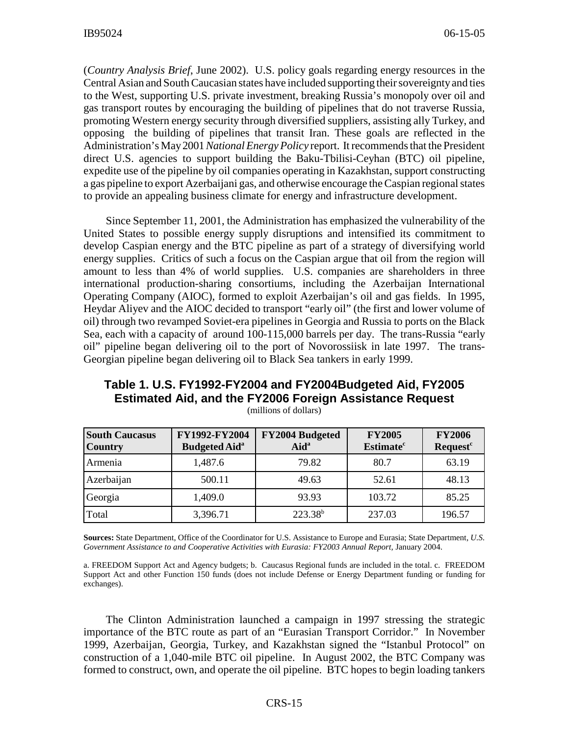(*Country Analysis Brief*, June 2002). U.S. policy goals regarding energy resources in the Central Asian and South Caucasian states have included supporting their sovereignty and ties to the West, supporting U.S. private investment, breaking Russia's monopoly over oil and gas transport routes by encouraging the building of pipelines that do not traverse Russia, promoting Western energy security through diversified suppliers, assisting ally Turkey, and opposing the building of pipelines that transit Iran. These goals are reflected in the Administration's May 2001 *National Energy Policy* report. It recommends that the President direct U.S. agencies to support building the Baku-Tbilisi-Ceyhan (BTC) oil pipeline, expedite use of the pipeline by oil companies operating in Kazakhstan, support constructing a gas pipeline to export Azerbaijani gas, and otherwise encourage the Caspian regional states to provide an appealing business climate for energy and infrastructure development.

Since September 11, 2001, the Administration has emphasized the vulnerability of the United States to possible energy supply disruptions and intensified its commitment to develop Caspian energy and the BTC pipeline as part of a strategy of diversifying world energy supplies. Critics of such a focus on the Caspian argue that oil from the region will amount to less than 4% of world supplies. U.S. companies are shareholders in three international production-sharing consortiums, including the Azerbaijan International Operating Company (AIOC), formed to exploit Azerbaijan's oil and gas fields. In 1995, Heydar Aliyev and the AIOC decided to transport "early oil" (the first and lower volume of oil) through two revamped Soviet-era pipelines in Georgia and Russia to ports on the Black Sea, each with a capacity of around 100-115,000 barrels per day. The trans-Russia "early oil" pipeline began delivering oil to the port of Novorossiisk in late 1997. The trans-Georgian pipeline began delivering oil to Black Sea tankers in early 1999.

## Table 1. U.S. FY1992-FY2004 and FY2004Budgeted Aid, FY2005 Estimated Aid, and the FY2006 Foreign Assistance Request

(millions of dollars)

| South Caucasus Country | FY1992-FY2004 Budgeted Aid[a] | FY2004 Budgeted Aid[a] | FY2005 Estimate[c] | FY2006 Request[c] |
|---|---|---|---|---|
| Armenia | 1,487.6 | 79.82 | 80.7 | 63.19 |
| Azerbaijan | 500.11 | 49.63 | 52.61 | 48.13 |
| Georgia | 1,409.0 | 93.93 | 103.72 | 85.25 |
| Total | 3,396.71 | 223.38[b] | 237.03 | 196.57 |

**Sources:** State Department, Office of the Coordinator for U.S. Assistance to Europe and Eurasia; State Department, *U.S. Government Assistance to and Cooperative Activities with Eurasia: FY2003 Annual Report*, January 2004.

a. FREEDOM Support Act and Agency budgets; b. Caucasus Regional funds are included in the total. c. FREEDOM Support Act and other Function 150 funds (does not include Defense or Energy Department funding or funding for exchanges).

The Clinton Administration launched a campaign in 1997 stressing the strategic importance of the BTC route as part of an "Eurasian Transport Corridor." In November 1999, Azerbaijan, Georgia, Turkey, and Kazakhstan signed the "Istanbul Protocol" on construction of a 1,040-mile BTC oil pipeline. In August 2002, the BTC Company was formed to construct, own, and operate the oil pipeline. BTC hopes to begin loading tankers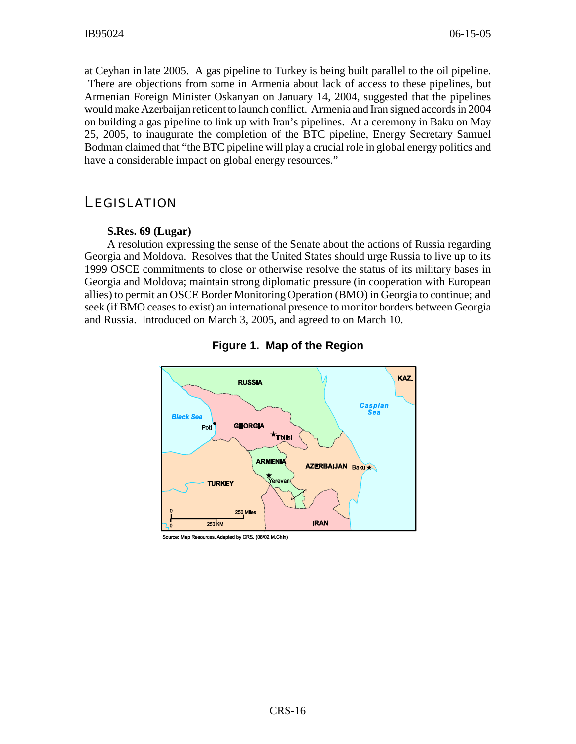at Ceyhan in late 2005. A gas pipeline to Turkey is being built parallel to the oil pipeline. There are objections from some in Armenia about lack of access to these pipelines, but Armenian Foreign Minister Oskanyan on January 14, 2004, suggested that the pipelines would make Azerbaijan reticent to launch conflict. Armenia and Iran signed accords in 2004 on building a gas pipeline to link up with Iran's pipelines. At a ceremony in Baku on May 25, 2005, to inaugurate the completion of the BTC pipeline, Energy Secretary Samuel Bodman claimed that "the BTC pipeline will play a crucial role in global energy politics and have a considerable impact on global energy resources."

## LEGISLATION

**S.Res. 69 (Lugar)**

A resolution expressing the sense of the Senate about the actions of Russia regarding Georgia and Moldova. Resolves that the United States should urge Russia to live up to its 1999 OSCE commitments to close or otherwise resolve the status of its military bases in Georgia and Moldova; maintain strong diplomatic pressure (in cooperation with European allies) to permit an OSCE Border Monitoring Operation (BMO) in Georgia to continue; and seek (if BMO ceases to exist) an international presence to monitor borders between Georgia and Russia. Introduced on March 3, 2005, and agreed to on March 10.

**Figure 1. Map of the Region**

RUSSIA
KAZ.
Caspian Sea
Black Sea
Poti
GEORGIA
Tbilisi
ARMENIA
AZERBAIJAN
Baku
Yerevan
TURKEY
IRAN
0
250 Miles
0
250 KM

Source: Map Resources. Adapted by CRS. (08/02 M.Chin)